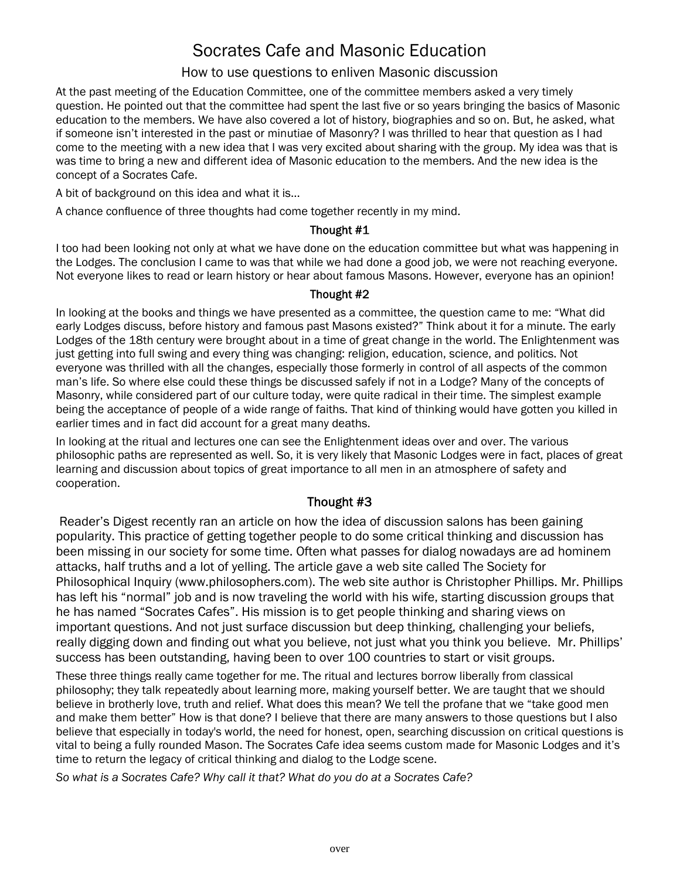# Socrates Cafe and Masonic Education

## How to use questions to enliven Masonic discussion

At the past meeting of the Education Committee, one of the committee members asked a very timely question. He pointed out that the committee had spent the last five or so years bringing the basics of Masonic education to the members. We have also covered a lot of history, biographies and so on. But, he asked, what if someone isn't interested in the past or minutiae of Masonry? I was thrilled to hear that question as I had come to the meeting with a new idea that I was very excited about sharing with the group. My idea was that is was time to bring a new and different idea of Masonic education to the members. And the new idea is the concept of a Socrates Cafe.

A bit of background on this idea and what it is...

A chance confluence of three thoughts had come together recently in my mind.

### Thought #1

I too had been looking not only at what we have done on the education committee but what was happening in the Lodges. The conclusion I came to was that while we had done a good job, we were not reaching everyone. Not everyone likes to read or learn history or hear about famous Masons. However, everyone has an opinion!

### Thought #2

In looking at the books and things we have presented as a committee, the question came to me: "What did early Lodges discuss, before history and famous past Masons existed?" Think about it for a minute. The early Lodges of the 18th century were brought about in a time of great change in the world. The Enlightenment was just getting into full swing and every thing was changing: religion, education, science, and politics. Not everyone was thrilled with all the changes, especially those formerly in control of all aspects of the common man's life. So where else could these things be discussed safely if not in a Lodge? Many of the concepts of Masonry, while considered part of our culture today, were quite radical in their time. The simplest example being the acceptance of people of a wide range of faiths. That kind of thinking would have gotten you killed in earlier times and in fact did account for a great many deaths.

In looking at the ritual and lectures one can see the Enlightenment ideas over and over. The various philosophic paths are represented as well. So, it is very likely that Masonic Lodges were in fact, places of great learning and discussion about topics of great importance to all men in an atmosphere of safety and cooperation.

### Thought #3

Reader's Digest recently ran an article on how the idea of discussion salons has been gaining popularity. This practice of getting together people to do some critical thinking and discussion has been missing in our society for some time. Often what passes for dialog nowadays are ad hominem attacks, half truths and a lot of yelling. The article gave a web site called The Society for Philosophical Inquiry (www.philosophers.com). The web site author is Christopher Phillips. Mr. Phillips has left his "normal" job and is now traveling the world with his wife, starting discussion groups that he has named "Socrates Cafes". His mission is to get people thinking and sharing views on important questions. And not just surface discussion but deep thinking, challenging your beliefs, really digging down and finding out what you believe, not just what you think you believe. Mr. Phillips' success has been outstanding, having been to over 100 countries to start or visit groups.

These three things really came together for me. The ritual and lectures borrow liberally from classical philosophy; they talk repeatedly about learning more, making yourself better. We are taught that we should believe in brotherly love, truth and relief. What does this mean? We tell the profane that we "take good men and make them better" How is that done? I believe that there are many answers to those questions but I also believe that especially in today's world, the need for honest, open, searching discussion on critical questions is vital to being a fully rounded Mason. The Socrates Cafe idea seems custom made for Masonic Lodges and it's time to return the legacy of critical thinking and dialog to the Lodge scene.

*So what is a Socrates Cafe? Why call it that? What do you do at a Socrates Cafe?*

over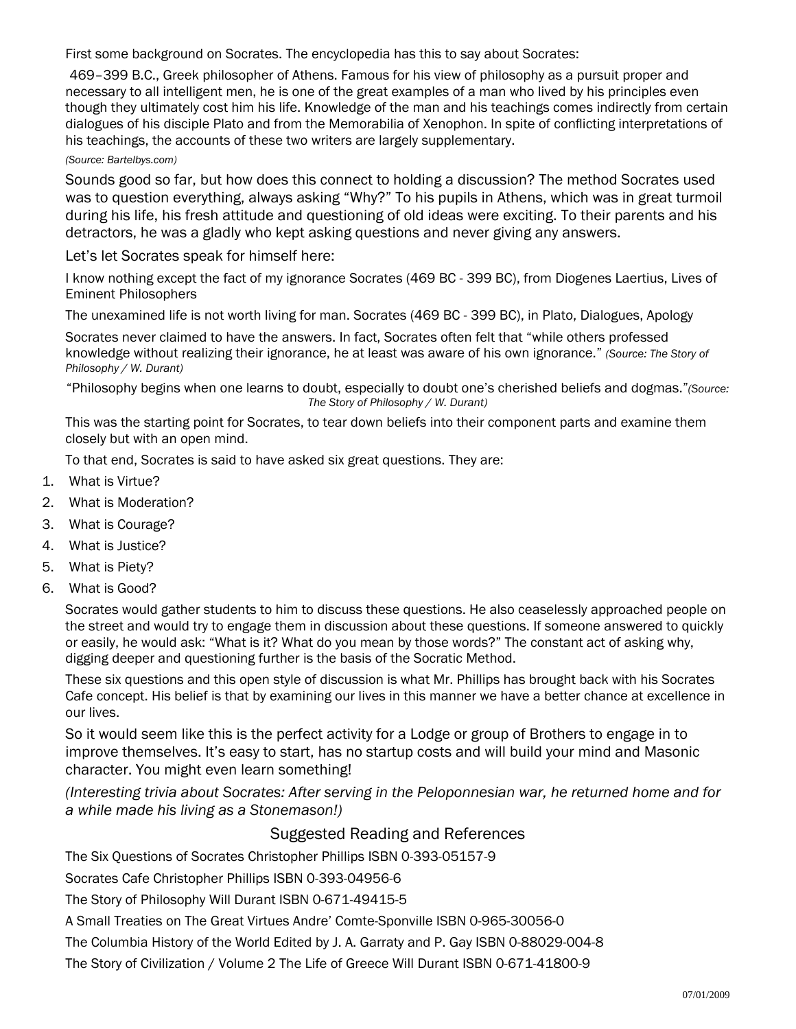First some background on Socrates. The encyclopedia has this to say about Socrates:

469–399 B.C., Greek philosopher of Athens. Famous for his view of philosophy as a pursuit proper and necessary to all intelligent men, he is one of the great examples of a man who lived by his principles even though they ultimately cost him his life. Knowledge of the man and his teachings comes indirectly from certain dialogues of his disciple Plato and from the Memorabilia of Xenophon. In spite of conflicting interpretations of his teachings, the accounts of these two writers are largely supplementary.

*(Source: Bartelbys.com)*

Sounds good so far, but how does this connect to holding a discussion? The method Socrates used was to question everything, always asking "Why?" To his pupils in Athens, which was in great turmoil during his life, his fresh attitude and questioning of old ideas were exciting. To their parents and his detractors, he was a gladly who kept asking questions and never giving any answers.

Let's let Socrates speak for himself here:

I know nothing except the fact of my ignorance Socrates (469 BC - 399 BC), from Diogenes Laertius, Lives of Eminent Philosophers

The unexamined life is not worth living for man. Socrates (469 BC - 399 BC), in Plato, Dialogues, Apology

Socrates never claimed to have the answers. In fact, Socrates often felt that "while others professed knowledge without realizing their ignorance, he at least was aware of his own ignorance." *(Source: The Story of Philosophy / W. Durant)*

"Philosophy begins when one learns to doubt, especially to doubt one's cherished beliefs and dogmas."*(Source: The Story of Philosophy / W. Durant)*

This was the starting point for Socrates, to tear down beliefs into their component parts and examine them closely but with an open mind.

To that end, Socrates is said to have asked six great questions. They are:

1. What is Virtue?
2. What is Moderation?
3. What is Courage?
4. What is Justice?
5. What is Piety?
6. What is Good?

Socrates would gather students to him to discuss these questions. He also ceaselessly approached people on the street and would try to engage them in discussion about these questions. If someone answered to quickly or easily, he would ask: "What is it? What do you mean by those words?" The constant act of asking why, digging deeper and questioning further is the basis of the Socratic Method.

These six questions and this open style of discussion is what Mr. Phillips has brought back with his Socrates Cafe concept. His belief is that by examining our lives in this manner we have a better chance at excellence in our lives.

So it would seem like this is the perfect activity for a Lodge or group of Brothers to engage in to improve themselves. It's easy to start, has no startup costs and will build your mind and Masonic character. You might even learn something!

*(Interesting trivia about Socrates: After serving in the Peloponnesian war, he returned home and for a while made his living as a Stonemason!)*

## Suggested Reading and References

The Six Questions of Socrates Christopher Phillips ISBN 0-393-05157-9

Socrates Cafe Christopher Phillips ISBN 0-393-04956-6

The Story of Philosophy Will Durant ISBN 0-671-49415-5

A Small Treaties on The Great Virtues Andre' Comte-Sponville ISBN 0-965-30056-0

The Columbia History of the World Edited by J. A. Garraty and P. Gay ISBN 0-88029-004-8

The Story of Civilization / Volume 2 The Life of Greece Will Durant ISBN 0-671-41800-9

07/01/2009